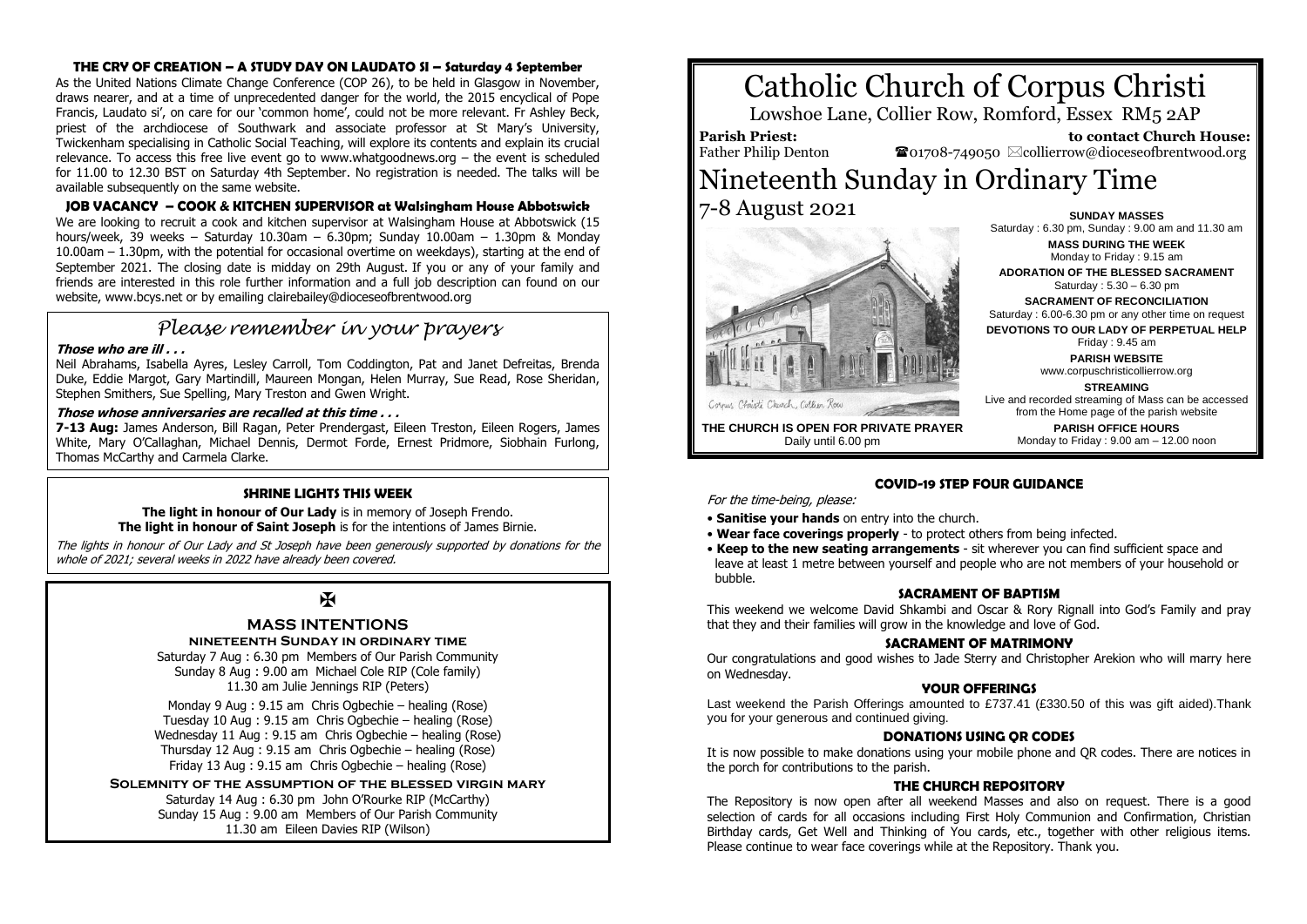### THE CRY OF CREATION – A STUDY DAY ON LAUDATO SI – Saturday 4 September

As the United Nations Climate Change Conference (COP 26), to be held in Glasgow in November, draws nearer, and at a time of unprecedented danger for the world, the 2015 encyclical of Pope Francis, Laudato si', on care for our 'common home', could not be more relevant. Fr Ashley Beck, priest of the archdiocese of Southwark and associate professor at St Mary's University, Twickenham specialising in Catholic Social Teaching, will explore its contents and explain its crucial relevance. To access this free live event go to www.whatgoodnews.org – the event is scheduled for 11.00 to 12.30 BST on Saturday 4th September. No registration is needed. The talks will be available subsequently on the same website.

### JOB VACANCY – COOK & KITCHEN SUPERVISOR at Walsingham House Abbotswick

We are looking to recruit a cook and kitchen supervisor at Walsingham House at Abbotswick (15 hours/week, 39 weeks – Saturday 10.30am – 6.30pm; Sunday 10.00am – 1.30pm & Monday 10.00am – 1.30pm, with the potential for occasional overtime on weekdays), starting at the end of September 2021. The closing date is midday on 29th August. If you or any of your family and friends are interested in this role further information and a full job description can found on our website, www.bcys.net or by emailing clairebailey@dioceseofbrentwood.org

## *Please remember in your prayers*

***Those who are ill . . .***

Neil Abrahams, Isabella Ayres, Lesley Carroll, Tom Coddington, Pat and Janet Defreitas, Brenda Duke, Eddie Margot, Gary Martindill, Maureen Mongan, Helen Murray, Sue Read, Rose Sheridan, Stephen Smithers, Sue Spelling, Mary Treston and Gwen Wright.

***Those whose anniversaries are recalled at this time . . .***

**7-13 Aug:** James Anderson, Bill Ragan, Peter Prendergast, Eileen Treston, Eileen Rogers, James White, Mary O'Callaghan, Michael Dennis, Dermot Forde, Ernest Pridmore, Siobhain Furlong, Thomas McCarthy and Carmela Clarke.

### SHRINE LIGHTS THIS WEEK

**The light in honour of Our Lady** is in memory of Joseph Frendo.
**The light in honour of Saint Joseph** is for the intentions of James Birnie.

*The lights in honour of Our Lady and St Joseph have been generously supported by donations for the whole of 2021; several weeks in 2022 have already been covered.*

✠

### MASS INTENTIONS

**NINETEENTH SUNDAY IN ORDINARY TIME**

Saturday 7 Aug : 6.30 pm Members of Our Parish Community
Sunday 8 Aug : 9.00 am Michael Cole RIP (Cole family)
11.30 am Julie Jennings RIP (Peters)

Monday 9 Aug : 9.15 am Chris Ogbechie – healing (Rose)
Tuesday 10 Aug : 9.15 am Chris Ogbechie – healing (Rose)
Wednesday 11 Aug : 9.15 am Chris Ogbechie – healing (Rose)
Thursday 12 Aug : 9.15 am Chris Ogbechie – healing (Rose)
Friday 13 Aug : 9.15 am Chris Ogbechie – healing (Rose)

**SOLEMNITY OF THE ASSUMPTION OF THE BLESSED VIRGIN MARY**

Saturday 14 Aug : 6.30 pm John O'Rourke RIP (McCarthy)
Sunday 15 Aug : 9.00 am Members of Our Parish Community
11.30 am Eileen Davies RIP (Wilson)

# Catholic Church of Corpus Christi

Lowshoe Lane, Collier Row, Romford, Essex RM5 2AP

**Parish Priest:** Father Philip Denton
**to contact Church House:** ☎01708-749050 ✉collierrow@dioceseofbrentwood.org

# Nineteenth Sunday in Ordinary Time

7-8 August 2021

Corpus Christi Church, Collier Row

**THE CHURCH IS OPEN FOR PRIVATE PRAYER**
Daily until 6.00 pm

**SUNDAY MASSES**
Saturday : 6.30 pm, Sunday : 9.00 am and 11.30 am

**MASS DURING THE WEEK**
Monday to Friday : 9.15 am

**ADORATION OF THE BLESSED SACRAMENT**
Saturday : 5.30 – 6.30 pm

**SACRAMENT OF RECONCILIATION**
Saturday : 6.00-6.30 pm or any other time on request

**DEVOTIONS TO OUR LADY OF PERPETUAL HELP**
Friday : 9.45 am

**PARISH WEBSITE**
www.corpuschristicollierrow.org

**STREAMING**
Live and recorded streaming of Mass can be accessed from the Home page of the parish website

**PARISH OFFICE HOURS**
Monday to Friday : 9.00 am – 12.00 noon

### COVID-19 STEP FOUR GUIDANCE

*For the time-being, please:*

- **Sanitise your hands** on entry into the church.
- **Wear face coverings properly** - to protect others from being infected.
- **Keep to the new seating arrangements** - sit wherever you can find sufficient space and leave at least 1 metre between yourself and people who are not members of your household or bubble.

### SACRAMENT OF BAPTISM

This weekend we welcome David Shkambi and Oscar & Rory Rignall into God's Family and pray that they and their families will grow in the knowledge and love of God.

### SACRAMENT OF MATRIMONY

Our congratulations and good wishes to Jade Sterry and Christopher Arekion who will marry here on Wednesday.

### YOUR OFFERINGS

Last weekend the Parish Offerings amounted to £737.41 (£330.50 of this was gift aided).Thank you for your generous and continued giving.

### DONATIONS USING QR CODES

It is now possible to make donations using your mobile phone and QR codes. There are notices in the porch for contributions to the parish.

### THE CHURCH REPOSITORY

The Repository is now open after all weekend Masses and also on request. There is a good selection of cards for all occasions including First Holy Communion and Confirmation, Christian Birthday cards, Get Well and Thinking of You cards, etc., together with other religious items. Please continue to wear face coverings while at the Repository. Thank you.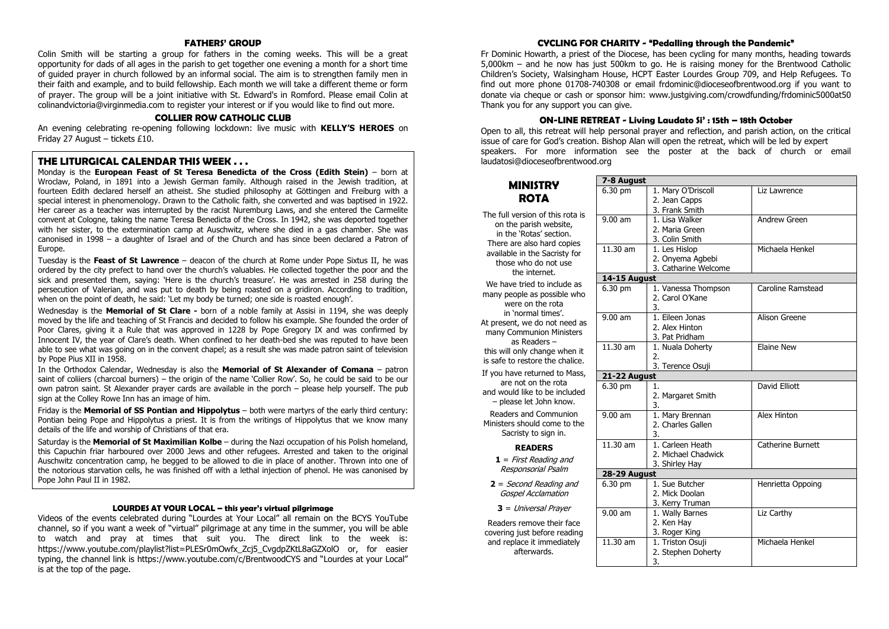## FATHERS' GROUP

Colin Smith will be starting a group for fathers in the coming weeks. This will be a great opportunity for dads of all ages in the parish to get together one evening a month for a short time of guided prayer in church followed by an informal social. The aim is to strengthen family men in their faith and example, and to build fellowship. Each month we will take a different theme or form of prayer. The group will be a joint initiative with St. Edward's in Romford. Please email Colin at colinandvictoria@virginmedia.com to register your interest or if you would like to find out more.

## COLLIER ROW CATHOLIC CLUB

An evening celebrating re-opening following lockdown: live music with **KELLY'S HEROES** on Friday 27 August – tickets £10.

## THE LITURGICAL CALENDAR THIS WEEK . . .

Monday is the **European Feast of St Teresa Benedicta of the Cross (Edith Stein)** – born at Wroclaw, Poland, in 1891 into a Jewish German family. Although raised in the Jewish tradition, at fourteen Edith declared herself an atheist. She studied philosophy at Göttingen and Freiburg with a special interest in phenomenology. Drawn to the Catholic faith, she converted and was baptised in 1922. Her career as a teacher was interrupted by the racist Nuremburg Laws, and she entered the Carmelite convent at Cologne, taking the name Teresa Benedicta of the Cross. In 1942, she was deported together with her sister, to the extermination camp at Auschwitz, where she died in a gas chamber. She was canonised in 1998 – a daughter of Israel and of the Church and has since been declared a Patron of Europe.

Tuesday is the **Feast of St Lawrence** – deacon of the church at Rome under Pope Sixtus II, he was ordered by the city prefect to hand over the church's valuables. He collected together the poor and the sick and presented them, saying: 'Here is the church's treasure'. He was arrested in 258 during the persecution of Valerian, and was put to death by being roasted on a gridiron. According to tradition, when on the point of death, he said: 'Let my body be turned; one side is roasted enough'.

Wednesday is the **Memorial of St Clare -** born of a noble family at Assisi in 1194, she was deeply moved by the life and teaching of St Francis and decided to follow his example. She founded the order of Poor Clares, giving it a Rule that was approved in 1228 by Pope Gregory IX and was confirmed by Innocent IV, the year of Clare's death. When confined to her death-bed she was reputed to have been able to see what was going on in the convent chapel; as a result she was made patron saint of television by Pope Pius XII in 1958.

In the Orthodox Calendar, Wednesday is also the **Memorial of St Alexander of Comana** – patron saint of coliiers (charcoal burners) – the origin of the name 'Collier Row'. So, he could be said to be our own patron saint. St Alexander prayer cards are available in the porch – please help yourself. The pub sign at the Colley Rowe Inn has an image of him.

Friday is the **Memorial of SS Pontian and Hippolytus** – both were martyrs of the early third century: Pontian being Pope and Hippolytus a priest. It is from the writings of Hippolytus that we know many details of the life and worship of Christians of that era.

Saturday is the **Memorial of St Maximilian Kolbe** – during the Nazi occupation of his Polish homeland, this Capuchin friar harboured over 2000 Jews and other refugees. Arrested and taken to the original Auschwitz concentration camp, he begged to be allowed to die in place of another. Thrown into one of the notorious starvation cells, he was finished off with a lethal injection of phenol. He was canonised by Pope John Paul II in 1982.

## LOURDES AT YOUR LOCAL – this year's virtual pilgrimage

Videos of the events celebrated during "Lourdes at Your Local" all remain on the BCYS YouTube channel, so if you want a week of "virtual" pilgrimage at any time in the summer, you will be able to watch and pray at times that suit you. The direct link to the week is: https://www.youtube.com/playlist?list=PLESr0mOwfx_Zcj5_CvgdpZKtL8aGZXolO or, for easier typing, the channel link is https://www.youtube.com/c/BrentwoodCYS and "Lourdes at your Local" is at the top of the page.

## CYCLING FOR CHARITY - "Pedalling through the Pandemic"

Fr Dominic Howarth, a priest of the Diocese, has been cycling for many months, heading towards 5,000km – and he now has just 500km to go. He is raising money for the Brentwood Catholic Children's Society, Walsingham House, HCPT Easter Lourdes Group 709, and Help Refugees. To find out more phone 01708-740308 or email frdominic@dioceseofbrentwood.org if you want to donate via cheque or cash or sponsor him: www.justgiving.com/crowdfunding/frdominic5000at50 Thank you for any support you can give.

## ON-LINE RETREAT - Living Laudato Si' : 15th – 18th October

Open to all, this retreat will help personal prayer and reflection, and parish action, on the critical issue of care for God's creation. Bishop Alan will open the retreat, which will be led by expert speakers. For more information see the poster at the back of church or email laudatosi@dioceseofbrentwood.org

## MINISTRY ROTA

The full version of this rota is on the parish website, in the 'Rotas' section. There are also hard copies available in the Sacristy for those who do not use the internet.

We have tried to include as many people as possible who were on the rota in 'normal times'. At present, we do not need as many Communion Ministers as Readers – this will only change when it is safe to restore the chalice.

If you have returned to Mass, are not on the rota and would like to be included – please let John know.

Readers and Communion Ministers should come to the Sacristy to sign in.

### READERS

**1** = *First Reading and Responsorial Psalm*

**2** = *Second Reading and Gospel Acclamation*

**3** = *Universal Prayer*

Readers remove their face covering just before reading and replace it immediately afterwards.

| | | |
|---|---|---|
| **7-8 August** | | |
| 6.30 pm | 1. Mary O'Driscoll<br>2. Jean Capps<br>3. Frank Smith | Liz Lawrence |
| 9.00 am | 1. Lisa Walker<br>2. Maria Green<br>3. Colin Smith | Andrew Green |
| 11.30 am | 1. Les Hislop<br>2. Onyema Agbebi<br>3. Catharine Welcome | Michaela Henkel |
| **14-15 August** | | |
| 6.30 pm | 1. Vanessa Thompson<br>2. Carol O'Kane<br>3. | Caroline Ramstead |
| 9.00 am | 1. Eileen Jonas<br>2. Alex Hinton<br>3. Pat Pridham | Alison Greene |
| 11.30 am | 1. Nuala Doherty<br>2.<br>3. Terence Osuji | Elaine New |
| **21-22 August** | | |
| 6.30 pm | 1.<br>2. Margaret Smith<br>3. | David Elliott |
| 9.00 am | 1. Mary Brennan<br>2. Charles Gallen<br>3. | Alex Hinton |
| 11.30 am | 1. Carleen Heath<br>2. Michael Chadwick<br>3. Shirley Hay | Catherine Burnett |
| **28-29 August** | | |
| 6.30 pm | 1. Sue Butcher<br>2. Mick Doolan<br>3. Kerry Truman | Henrietta Oppoing |
| 9.00 am | 1. Wally Barnes<br>2. Ken Hay<br>3. Roger King | Liz Carthy |
| 11.30 am | 1. Triston Osuji<br>2. Stephen Doherty<br>3. | Michaela Henkel |